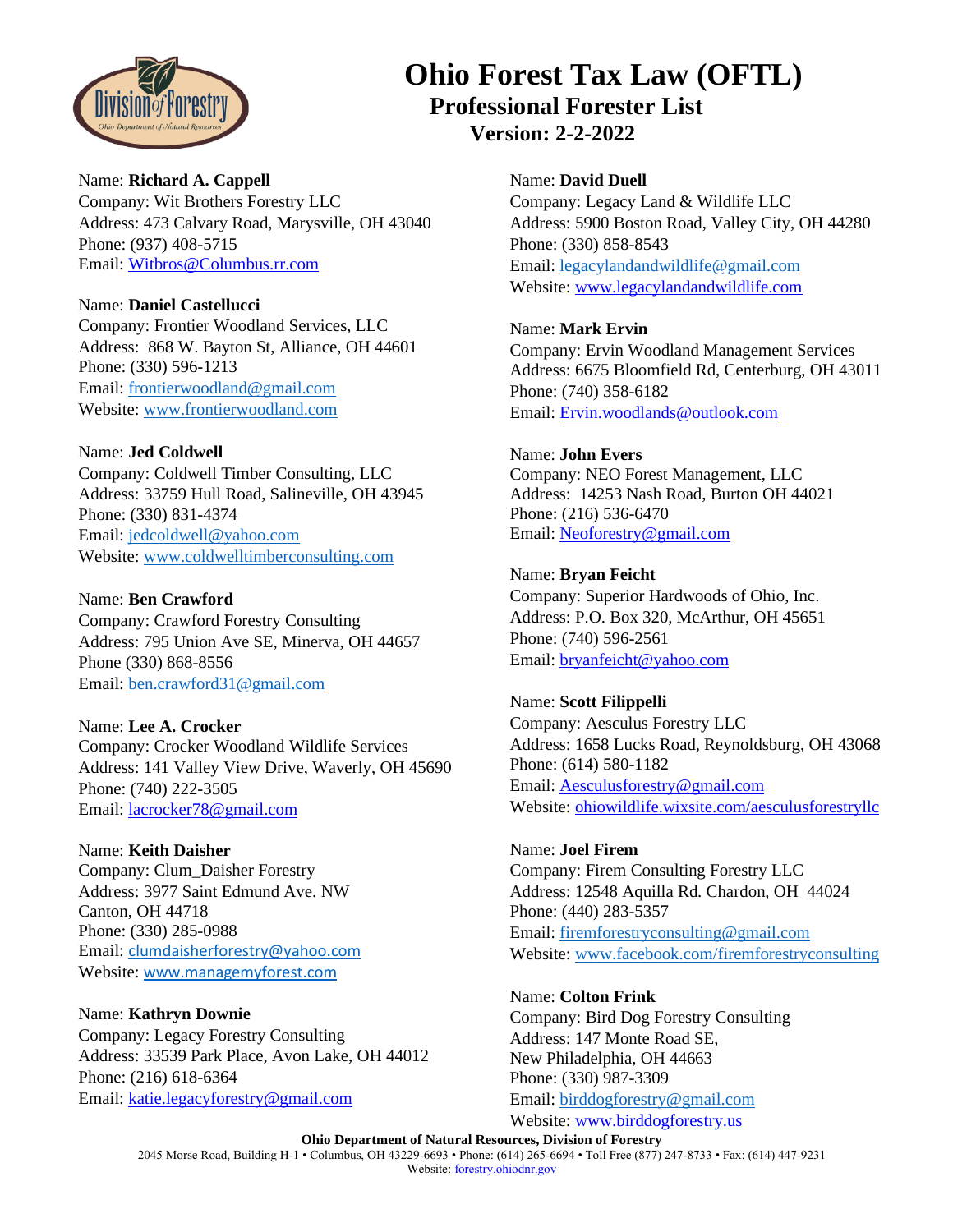# Ohio Forest Tax Law (OFTL)

## Professional Forester List

### Version: 2-2-2022

Name: **Richard A. Cappell**
Company: Wit Brothers Forestry LLC
Address: 473 Calvary Road, Marysville, OH 43040
Phone: (937) 408-5715
Email: Witbros@Columbus.rr.com

Name: **Daniel Castellucci**
Company: Frontier Woodland Services, LLC
Address: 868 W. Bayton St, Alliance, OH 44601
Phone: (330) 596-1213
Email: frontierwoodland@gmail.com
Website: www.frontierwoodland.com

Name: **Jed Coldwell**
Company: Coldwell Timber Consulting, LLC
Address: 33759 Hull Road, Salineville, OH 43945
Phone: (330) 831-4374
Email: jedcoldwell@yahoo.com
Website: www.coldwelltimberconsulting.com

Name: **Ben Crawford**
Company: Crawford Forestry Consulting
Address: 795 Union Ave SE, Minerva, OH 44657
Phone (330) 868-8556
Email: ben.crawford31@gmail.com

Name: **Lee A. Crocker**
Company: Crocker Woodland Wildlife Services
Address: 141 Valley View Drive, Waverly, OH 45690
Phone: (740) 222-3505
Email: lacrocker78@gmail.com

Name: **Keith Daisher**
Company: Clum_Daisher Forestry
Address: 3977 Saint Edmund Ave. NW
Canton, OH 44718
Phone: (330) 285-0988
Email: clumdaisherforestry@yahoo.com
Website: www.managemyforest.com

Name: **Kathryn Downie**
Company: Legacy Forestry Consulting
Address: 33539 Park Place, Avon Lake, OH 44012
Phone: (216) 618-6364
Email: katie.legacyforestry@gmail.com

Name: **David Duell**
Company: Legacy Land & Wildlife LLC
Address: 5900 Boston Road, Valley City, OH 44280
Phone: (330) 858-8543
Email: legacylandandwildlife@gmail.com
Website: www.legacylandandwildlife.com

Name: **Mark Ervin**
Company: Ervin Woodland Management Services
Address: 6675 Bloomfield Rd, Centerburg, OH 43011
Phone: (740) 358-6182
Email: Ervin.woodlands@outlook.com

Name: **John Evers**
Company: NEO Forest Management, LLC
Address: 14253 Nash Road, Burton OH 44021
Phone: (216) 536-6470
Email: Neoforestry@gmail.com

Name: **Bryan Feicht**
Company: Superior Hardwoods of Ohio, Inc.
Address: P.O. Box 320, McArthur, OH 45651
Phone: (740) 596-2561
Email: bryanfeicht@yahoo.com

Name: **Scott Filippelli**
Company: Aesculus Forestry LLC
Address: 1658 Lucks Road, Reynoldsburg, OH 43068
Phone: (614) 580-1182
Email: Aesculusforestry@gmail.com
Website: ohiowildlife.wixsite.com/aesculusforestryllc

Name: **Joel Firem**
Company: Firem Consulting Forestry LLC
Address: 12548 Aquilla Rd. Chardon, OH 44024
Phone: (440) 283-5357
Email: firemforestryconsulting@gmail.com
Website: www.facebook.com/firemforestryconsulting

Name: **Colton Frink**
Company: Bird Dog Forestry Consulting
Address: 147 Monte Road SE,
New Philadelphia, OH 44663
Phone: (330) 987-3309
Email: birddogforestry@gmail.com
Website: www.birddogforestry.us

**Ohio Department of Natural Resources, Division of Forestry**
2045 Morse Road, Building H-1 • Columbus, OH 43229-6693 • Phone: (614) 265-6694 • Toll Free (877) 247-8733 • Fax: (614) 447-9231
Website: forestry.ohiodnr.gov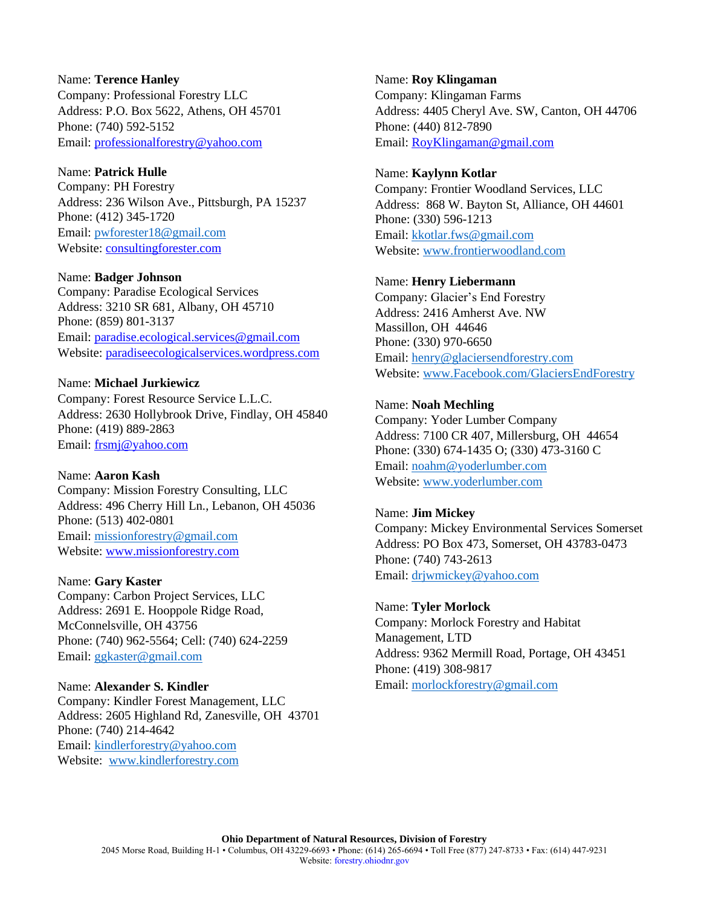Name: **Terence Hanley**
Company: Professional Forestry LLC
Address: P.O. Box 5622, Athens, OH 45701
Phone: (740) 592-5152
Email: professionalforestry@yahoo.com

Name: **Patrick Hulle**
Company: PH Forestry
Address: 236 Wilson Ave., Pittsburgh, PA 15237
Phone: (412) 345-1720
Email: pwforester18@gmail.com
Website: consultingforester.com

Name: **Badger Johnson**
Company: Paradise Ecological Services
Address: 3210 SR 681, Albany, OH 45710
Phone: (859) 801-3137
Email: paradise.ecological.services@gmail.com
Website: paradiseecologicalservices.wordpress.com

Name: **Michael Jurkiewicz**
Company: Forest Resource Service L.L.C.
Address: 2630 Hollybrook Drive, Findlay, OH 45840
Phone: (419) 889-2863
Email: frsmj@yahoo.com

Name: **Aaron Kash**
Company: Mission Forestry Consulting, LLC
Address: 496 Cherry Hill Ln., Lebanon, OH 45036
Phone: (513) 402-0801
Email: missionforestry@gmail.com
Website: www.missionforestry.com

Name: **Gary Kaster**
Company: Carbon Project Services, LLC
Address: 2691 E. Hooppole Ridge Road, McConnelsville, OH 43756
Phone: (740) 962-5564; Cell: (740) 624-2259
Email: ggkaster@gmail.com

Name: **Alexander S. Kindler**
Company: Kindler Forest Management, LLC
Address: 2605 Highland Rd, Zanesville, OH 43701
Phone: (740) 214-4642
Email: kindlerforestry@yahoo.com
Website: www.kindlerforestry.com

Name: **Roy Klingaman**
Company: Klingaman Farms
Address: 4405 Cheryl Ave. SW, Canton, OH 44706
Phone: (440) 812-7890
Email: RoyKlingaman@gmail.com

Name: **Kaylynn Kotlar**
Company: Frontier Woodland Services, LLC
Address: 868 W. Bayton St, Alliance, OH 44601
Phone: (330) 596-1213
Email: kkotlar.fws@gmail.com
Website: www.frontierwoodland.com

Name: **Henry Liebermann**
Company: Glacier's End Forestry
Address: 2416 Amherst Ave. NW
Massillon, OH 44646
Phone: (330) 970-6650
Email: henry@glaciersendforestry.com
Website: www.Facebook.com/GlaciersEndForestry

Name: **Noah Mechling**
Company: Yoder Lumber Company
Address: 7100 CR 407, Millersburg, OH 44654
Phone: (330) 674-1435 O; (330) 473-3160 C
Email: noahm@yoderlumber.com
Website: www.yoderlumber.com

Name: **Jim Mickey**
Company: Mickey Environmental Services Somerset
Address: PO Box 473, Somerset, OH 43783-0473
Phone: (740) 743-2613
Email: drjwmickey@yahoo.com

Name: **Tyler Morlock**
Company: Morlock Forestry and Habitat Management, LTD
Address: 9362 Mermill Road, Portage, OH 43451
Phone: (419) 308-9817
Email: morlockforestry@gmail.com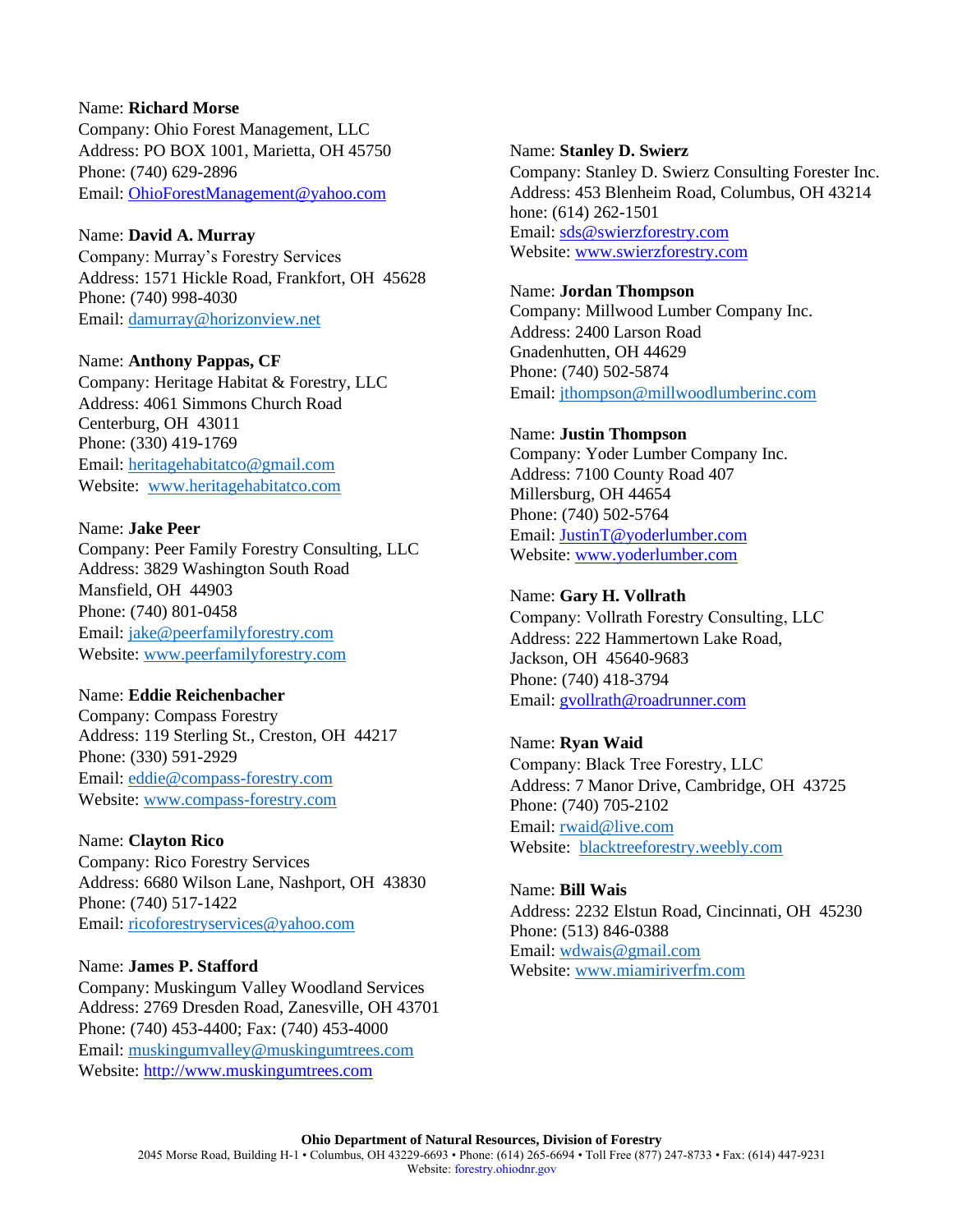Name: **Richard Morse**
Company: Ohio Forest Management, LLC
Address: PO BOX 1001, Marietta, OH 45750
Phone: (740) 629-2896
Email: OhioForestManagement@yahoo.com

Name: **David A. Murray**
Company: Murray's Forestry Services
Address: 1571 Hickle Road, Frankfort, OH 45628
Phone: (740) 998-4030
Email: damurray@horizonview.net

Name: **Anthony Pappas, CF**
Company: Heritage Habitat & Forestry, LLC
Address: 4061 Simmons Church Road
Centerburg, OH 43011
Phone: (330) 419-1769
Email: heritagehabitatco@gmail.com
Website: www.heritagehabitatco.com

Name: **Jake Peer**
Company: Peer Family Forestry Consulting, LLC
Address: 3829 Washington South Road
Mansfield, OH 44903
Phone: (740) 801-0458
Email: jake@peerfamilyforestry.com
Website: www.peerfamilyforestry.com

Name: **Eddie Reichenbacher**
Company: Compass Forestry
Address: 119 Sterling St., Creston, OH 44217
Phone: (330) 591-2929
Email: eddie@compass-forestry.com
Website: www.compass-forestry.com

Name: **Clayton Rico**
Company: Rico Forestry Services
Address: 6680 Wilson Lane, Nashport, OH 43830
Phone: (740) 517-1422
Email: ricoforestryservices@yahoo.com

Name: **James P. Stafford**
Company: Muskingum Valley Woodland Services
Address: 2769 Dresden Road, Zanesville, OH 43701
Phone: (740) 453-4400; Fax: (740) 453-4000
Email: muskingumvalley@muskingumtrees.com
Website: http://www.muskingumtrees.com

Name: **Stanley D. Swierz**
Company: Stanley D. Swierz Consulting Forester Inc.
Address: 453 Blenheim Road, Columbus, OH 43214
hone: (614) 262-1501
Email: sds@swierzforestry.com
Website: www.swierzforestry.com

Name: **Jordan Thompson**
Company: Millwood Lumber Company Inc.
Address: 2400 Larson Road
Gnadenhutten, OH 44629
Phone: (740) 502-5874
Email: jthompson@millwoodlumberinc.com

Name: **Justin Thompson**
Company: Yoder Lumber Company Inc.
Address: 7100 County Road 407
Millersburg, OH 44654
Phone: (740) 502-5764
Email: JustinT@yoderlumber.com
Website: www.yoderlumber.com

Name: **Gary H. Vollrath**
Company: Vollrath Forestry Consulting, LLC
Address: 222 Hammertown Lake Road,
Jackson, OH 45640-9683
Phone: (740) 418-3794
Email: gvollrath@roadrunner.com

Name: **Ryan Waid**
Company: Black Tree Forestry, LLC
Address: 7 Manor Drive, Cambridge, OH 43725
Phone: (740) 705-2102
Email: rwaid@live.com
Website: blacktreeforestry.weebly.com

Name: **Bill Wais**
Address: 2232 Elstun Road, Cincinnati, OH 45230
Phone: (513) 846-0388
Email: wdwais@gmail.com
Website: www.miamiriverfm.com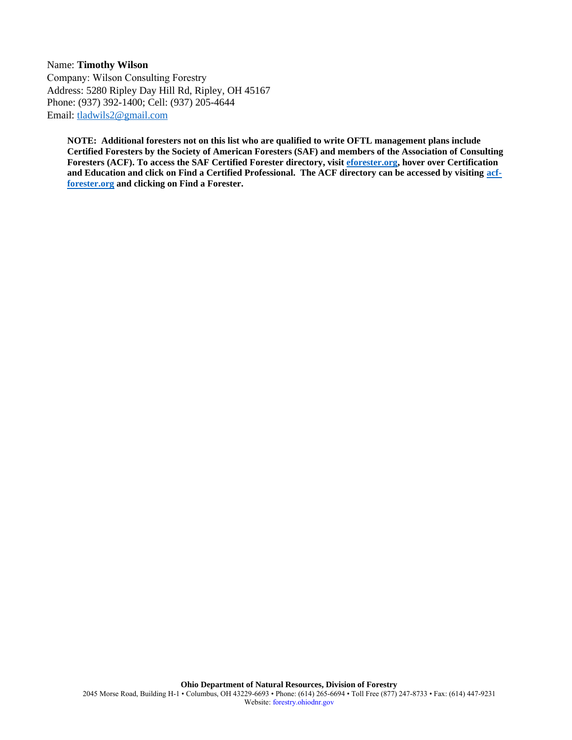Name: **Timothy Wilson**
Company: Wilson Consulting Forestry
Address: 5280 Ripley Day Hill Rd, Ripley, OH 45167
Phone: (937) 392-1400; Cell: (937) 205-4644
Email: tladwils2@gmail.com

**NOTE: Additional foresters not on this list who are qualified to write OFTL management plans include Certified Foresters by the Society of American Foresters (SAF) and members of the Association of Consulting Foresters (ACF). To access the SAF Certified Forester directory, visit eforester.org, hover over Certification and Education and click on Find a Certified Professional. The ACF directory can be accessed by visiting acf-forester.org and clicking on Find a Forester.**

**Ohio Department of Natural Resources, Division of Forestry**
2045 Morse Road, Building H-1 • Columbus, OH 43229-6693 • Phone: (614) 265-6694 • Toll Free (877) 247-8733 • Fax: (614) 447-9231
Website: forestry.ohiodnr.gov